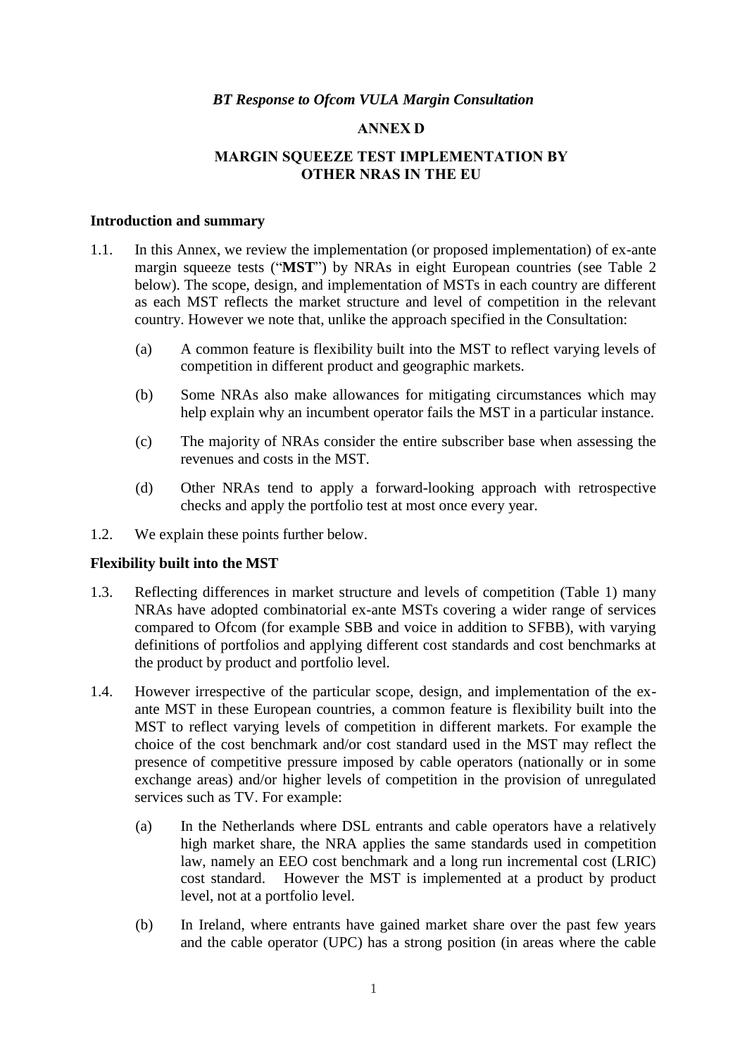*BT Response to Ofcom VULA Margin Consultation*

**ANNEX D**

**MARGIN SQUEEZE TEST IMPLEMENTATION BY OTHER NRAS IN THE EU**

### Introduction and summary

1.1. In this Annex, we review the implementation (or proposed implementation) of ex-ante margin squeeze tests ("**MST**") by NRAs in eight European countries (see Table 2 below). The scope, design, and implementation of MSTs in each country are different as each MST reflects the market structure and level of competition in the relevant country. However we note that, unlike the approach specified in the Consultation:

(a) A common feature is flexibility built into the MST to reflect varying levels of competition in different product and geographic markets.

(b) Some NRAs also make allowances for mitigating circumstances which may help explain why an incumbent operator fails the MST in a particular instance.

(c) The majority of NRAs consider the entire subscriber base when assessing the revenues and costs in the MST.

(d) Other NRAs tend to apply a forward-looking approach with retrospective checks and apply the portfolio test at most once every year.

1.2. We explain these points further below.

### Flexibility built into the MST

1.3. Reflecting differences in market structure and levels of competition (Table 1) many NRAs have adopted combinatorial ex-ante MSTs covering a wider range of services compared to Ofcom (for example SBB and voice in addition to SFBB), with varying definitions of portfolios and applying different cost standards and cost benchmarks at the product by product and portfolio level.

1.4. However irrespective of the particular scope, design, and implementation of the ex-ante MST in these European countries, a common feature is flexibility built into the MST to reflect varying levels of competition in different markets. For example the choice of the cost benchmark and/or cost standard used in the MST may reflect the presence of competitive pressure imposed by cable operators (nationally or in some exchange areas) and/or higher levels of competition in the provision of unregulated services such as TV. For example:

(a) In the Netherlands where DSL entrants and cable operators have a relatively high market share, the NRA applies the same standards used in competition law, namely an EEO cost benchmark and a long run incremental cost (LRIC) cost standard. However the MST is implemented at a product by product level, not at a portfolio level.

(b) In Ireland, where entrants have gained market share over the past few years and the cable operator (UPC) has a strong position (in areas where the cable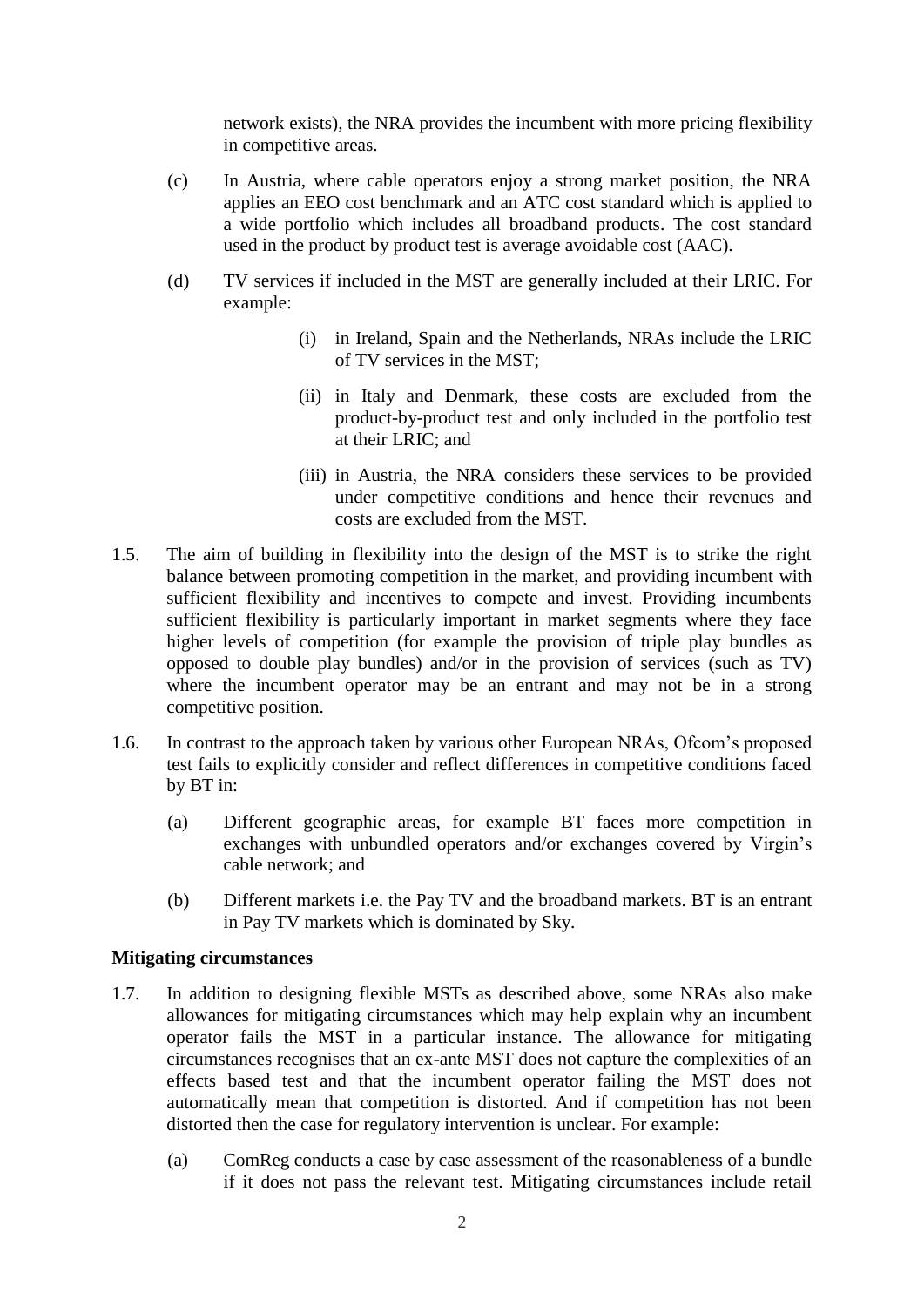network exists), the NRA provides the incumbent with more pricing flexibility in competitive areas.

(c) In Austria, where cable operators enjoy a strong market position, the NRA applies an EEO cost benchmark and an ATC cost standard which is applied to a wide portfolio which includes all broadband products. The cost standard used in the product by product test is average avoidable cost (AAC).

(d) TV services if included in the MST are generally included at their LRIC. For example:

(i) in Ireland, Spain and the Netherlands, NRAs include the LRIC of TV services in the MST;

(ii) in Italy and Denmark, these costs are excluded from the product-by-product test and only included in the portfolio test at their LRIC; and

(iii) in Austria, the NRA considers these services to be provided under competitive conditions and hence their revenues and costs are excluded from the MST.

1.5. The aim of building in flexibility into the design of the MST is to strike the right balance between promoting competition in the market, and providing incumbent with sufficient flexibility and incentives to compete and invest. Providing incumbents sufficient flexibility is particularly important in market segments where they face higher levels of competition (for example the provision of triple play bundles as opposed to double play bundles) and/or in the provision of services (such as TV) where the incumbent operator may be an entrant and may not be in a strong competitive position.

1.6. In contrast to the approach taken by various other European NRAs, Ofcom's proposed test fails to explicitly consider and reflect differences in competitive conditions faced by BT in:

(a) Different geographic areas, for example BT faces more competition in exchanges with unbundled operators and/or exchanges covered by Virgin's cable network; and

(b) Different markets i.e. the Pay TV and the broadband markets. BT is an entrant in Pay TV markets which is dominated by Sky.

**Mitigating circumstances**

1.7. In addition to designing flexible MSTs as described above, some NRAs also make allowances for mitigating circumstances which may help explain why an incumbent operator fails the MST in a particular instance. The allowance for mitigating circumstances recognises that an ex-ante MST does not capture the complexities of an effects based test and that the incumbent operator failing the MST does not automatically mean that competition is distorted. And if competition has not been distorted then the case for regulatory intervention is unclear. For example:

(a) ComReg conducts a case by case assessment of the reasonableness of a bundle if it does not pass the relevant test. Mitigating circumstances include retail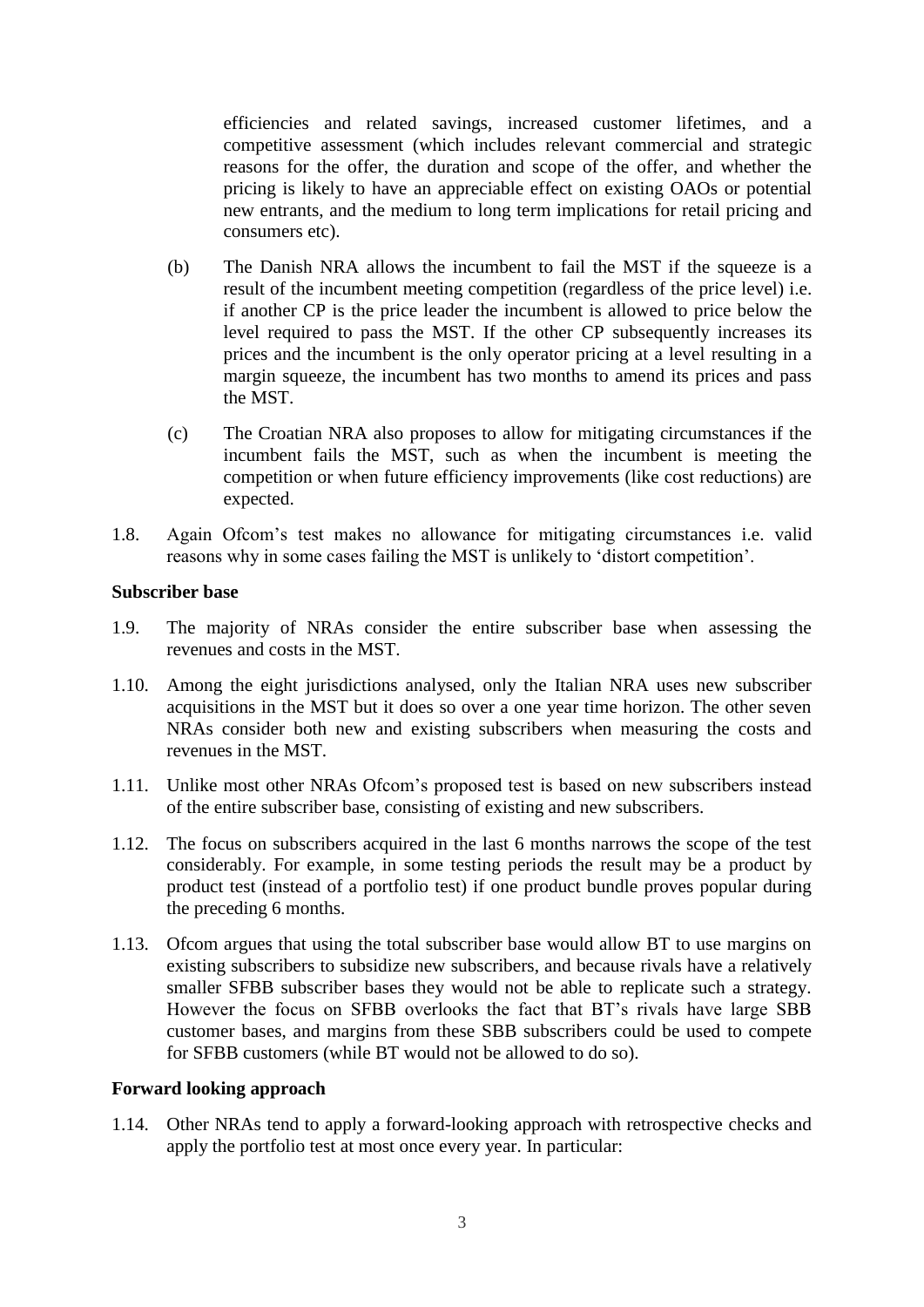efficiencies and related savings, increased customer lifetimes, and a competitive assessment (which includes relevant commercial and strategic reasons for the offer, the duration and scope of the offer, and whether the pricing is likely to have an appreciable effect on existing OAOs or potential new entrants, and the medium to long term implications for retail pricing and consumers etc).

(b) The Danish NRA allows the incumbent to fail the MST if the squeeze is a result of the incumbent meeting competition (regardless of the price level) i.e. if another CP is the price leader the incumbent is allowed to price below the level required to pass the MST. If the other CP subsequently increases its prices and the incumbent is the only operator pricing at a level resulting in a margin squeeze, the incumbent has two months to amend its prices and pass the MST.

(c) The Croatian NRA also proposes to allow for mitigating circumstances if the incumbent fails the MST, such as when the incumbent is meeting the competition or when future efficiency improvements (like cost reductions) are expected.

1.8. Again Ofcom's test makes no allowance for mitigating circumstances i.e. valid reasons why in some cases failing the MST is unlikely to 'distort competition'.

**Subscriber base**

1.9. The majority of NRAs consider the entire subscriber base when assessing the revenues and costs in the MST.

1.10. Among the eight jurisdictions analysed, only the Italian NRA uses new subscriber acquisitions in the MST but it does so over a one year time horizon. The other seven NRAs consider both new and existing subscribers when measuring the costs and revenues in the MST.

1.11. Unlike most other NRAs Ofcom's proposed test is based on new subscribers instead of the entire subscriber base, consisting of existing and new subscribers.

1.12. The focus on subscribers acquired in the last 6 months narrows the scope of the test considerably. For example, in some testing periods the result may be a product by product test (instead of a portfolio test) if one product bundle proves popular during the preceding 6 months.

1.13. Ofcom argues that using the total subscriber base would allow BT to use margins on existing subscribers to subsidize new subscribers, and because rivals have a relatively smaller SFBB subscriber bases they would not be able to replicate such a strategy. However the focus on SFBB overlooks the fact that BT's rivals have large SBB customer bases, and margins from these SBB subscribers could be used to compete for SFBB customers (while BT would not be allowed to do so).

**Forward looking approach**

1.14. Other NRAs tend to apply a forward-looking approach with retrospective checks and apply the portfolio test at most once every year. In particular: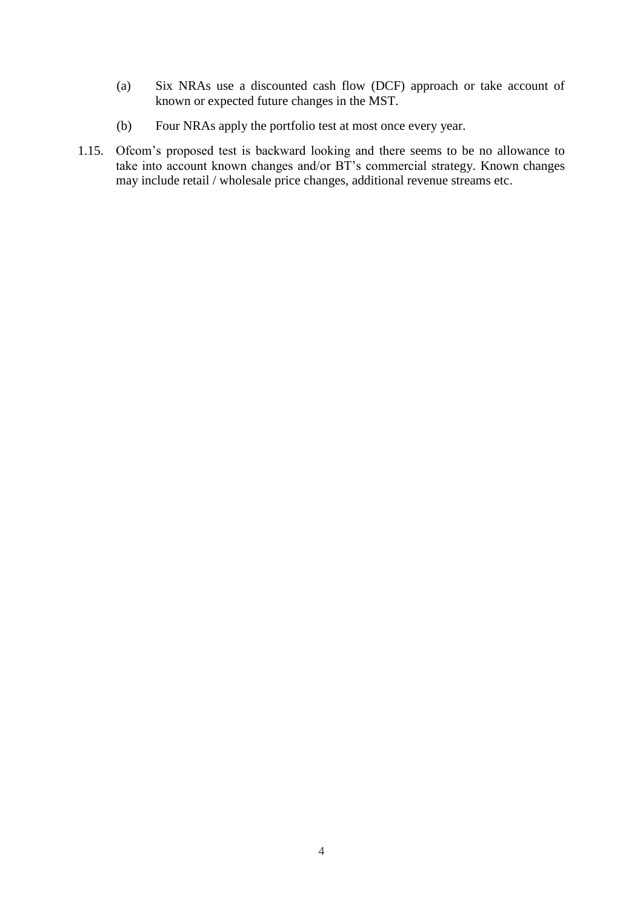(a) Six NRAs use a discounted cash flow (DCF) approach or take account of known or expected future changes in the MST.

(b) Four NRAs apply the portfolio test at most once every year.

1.15. Ofcom's proposed test is backward looking and there seems to be no allowance to take into account known changes and/or BT's commercial strategy. Known changes may include retail / wholesale price changes, additional revenue streams etc.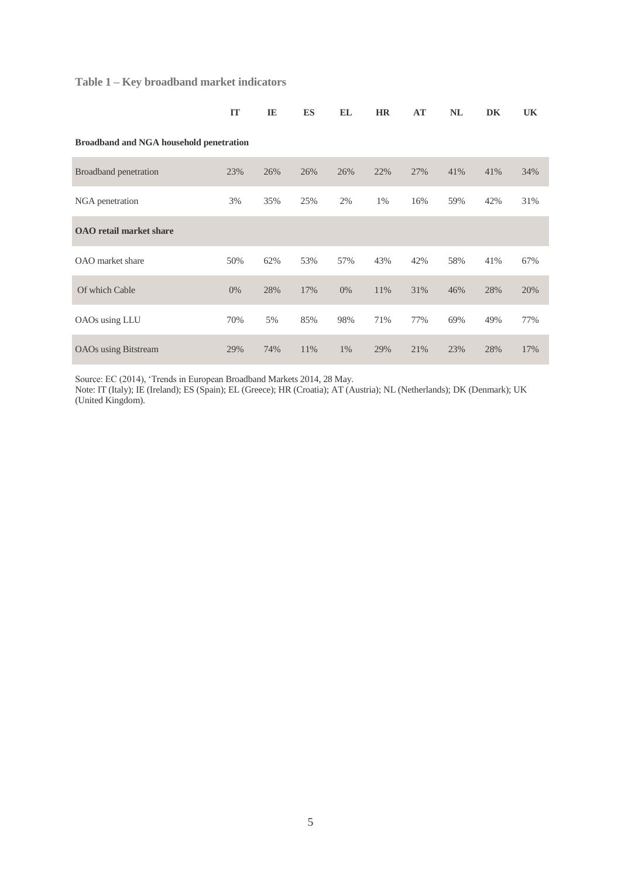**Table 1 – Key broadband market indicators**

| | IT | IE | ES | EL | HR | AT | NL | DK | UK |
|---|---|---|---|---|---|---|---|---|---|
| **Broadband and NGA household penetration** | | | | | | | | | |
| Broadband penetration | 23% | 26% | 26% | 26% | 22% | 27% | 41% | 41% | 34% |
| NGA penetration | 3% | 35% | 25% | 2% | 1% | 16% | 59% | 42% | 31% |
| **OAO retail market share** | | | | | | | | | |
| OAO market share | 50% | 62% | 53% | 57% | 43% | 42% | 58% | 41% | 67% |
| Of which Cable | 0% | 28% | 17% | 0% | 11% | 31% | 46% | 28% | 20% |
| OAOs using LLU | 70% | 5% | 85% | 98% | 71% | 77% | 69% | 49% | 77% |
| OAOs using Bitstream | 29% | 74% | 11% | 1% | 29% | 21% | 23% | 28% | 17% |

Source: EC (2014), 'Trends in European Broadband Markets 2014, 28 May.
Note: IT (Italy); IE (Ireland); ES (Spain); EL (Greece); HR (Croatia); AT (Austria); NL (Netherlands); DK (Denmark); UK (United Kingdom).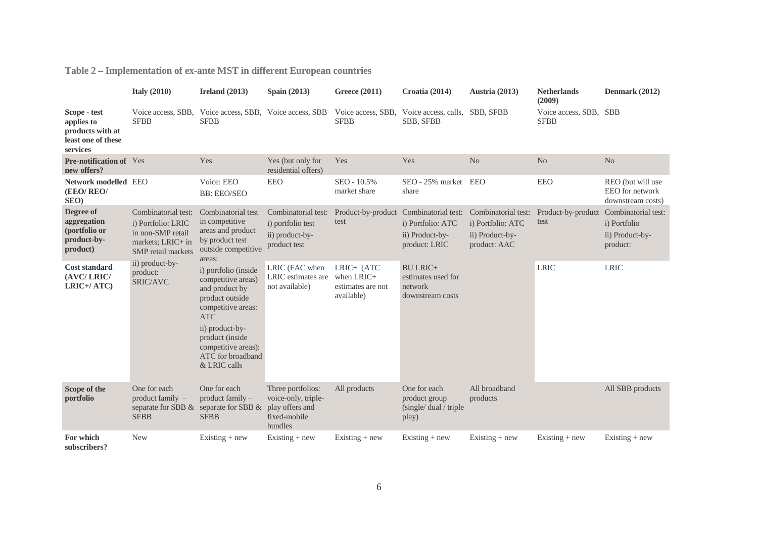**Table 2 – Implementation of ex-ante MST in different European countries**

| | Italy (2010) | Ireland (2013) | Spain (2013) | Greece (2011) | Croatia (2014) | Austria (2013) | Netherlands (2009) | Denmark (2012) |
|---|---|---|---|---|---|---|---|---|
| **Scope - test applies to products with at least one of these services** | Voice access, SBB, SFBB | Voice access, SBB, SFBB | Voice access, SBB | Voice access, SBB, SFBB | Voice access, calls, SBB, SFBB | SBB, SFBB | Voice access, SBB, SFBB | SBB |
| **Pre-notification of new offers?** | Yes | Yes | Yes (but only for residential offers) | Yes | Yes | No | No | No |
| **Network modelled (EEO/ REO/ SEO)** | EEO | Voice: EEO BB: EEO/SEO | EEO | SEO - 10.5% market share | SEO - 25% market share | EEO | EEO | REO (but will use EEO for network downstream costs) |
| **Degree of aggregation (portfolio or product-by-product)** | Combinatorial test: i) Portfolio: LRIC in non-SMP retail markets; LRIC+ in SMP retail markets ii) product-by-product: SRIC/AVC | Combinatorial test in competitive areas and product by product test outside competitive areas: i) portfolio (inside competitive areas) and product by product outside competitive areas: ATC ii) product-by-product (inside competitive areas): ATC for broadband & LRIC calls | Combinatorial test: i) portfolio test ii) product-by-product test | Product-by-product test | Combinatorial test: i) Portfolio: ATC ii) Product-by-product: LRIC | Combinatorial test: i) Portfolio: ATC ii) Product-by-product: AAC | Product-by-product test | Combinatorial test: i) Portfolio ii) Product-by-product: |
| **Cost standard (AVC/ LRIC/ LRIC+/ ATC)** | | | LRIC (FAC when LRIC estimates are not available) | LRIC+ (ATC when LRIC+ estimates are not available) | BU LRIC+ estimates used for network downstream costs | | LRIC | LRIC |
| **Scope of the portfolio** | One for each product family – separate for SBB & SFBB | One for each product family – separate for SBB & SFBB | Three portfolios: voice-only, triple-play offers and fixed-mobile bundles | All products | One for each product group (single/ dual / triple play) | All broadband products | | All SBB products |
| **For which subscribers?** | New | Existing + new | Existing + new | Existing + new | Existing + new | Existing + new | Existing + new | Existing + new |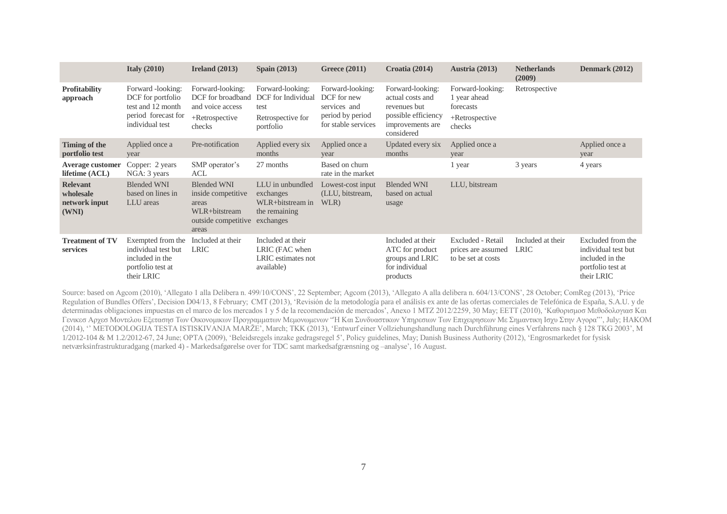| | Italy (2010) | Ireland (2013) | Spain (2013) | Greece (2011) | Croatia (2014) | Austria (2013) | Netherlands (2009) | Denmark (2012) |
|---|---|---|---|---|---|---|---|---|
| **Profitability approach** | Forward -looking: DCF for portfolio test and 12 month period forecast for individual test | Forward-looking: DCF for broadband and voice access +Retrospective checks | Forward-looking: DCF for Individual test Retrospective for portfolio | Forward-looking: DCF for new services and period by period for stable services | Forward-looking: actual costs and revenues but possible efficiency improvements are considered | Forward-looking: 1 year ahead forecasts +Retrospective checks | Retrospective | |
| **Timing of the portfolio test** | Applied once a year | Pre-notification | Applied every six months | Applied once a year | Updated every six months | Applied once a year | | Applied once a year |
| **Average customer lifetime (ACL)** | Copper: 2 years NGA: 3 years | SMP operator's ACL | 27 months | Based on churn rate in the market | | 1 year | 3 years | 4 years |
| **Relevant wholesale network input (WNI)** | Blended WNI based on lines in LLU areas | Blended WNI inside competitive areas WLR+bitstream outside competitive areas | LLU in unbundled exchanges WLR+bitstream in the remaining exchanges | Lowest-cost input (LLU, bitstream, WLR) | Blended WNI based on actual usage | LLU, bitstream | | |
| **Treatment of TV services** | Exempted from the individual test but included in the portfolio test at their LRIC | Included at their LRIC | Included at their LRIC (FAC when LRIC estimates not available) | | Included at their ATC for product groups and LRIC for individual products | Excluded - Retail prices are assumed to be set at costs | Included at their LRIC | Excluded from the individual test but included in the portfolio test at their LRIC |

Source: based on Agcom (2010), 'Allegato 1 alla Delibera n. 499/10/CONS', 22 September; Agcom (2013), 'Allegato A alla delibera n. 604/13/CONS', 28 October; ComReg (2013), 'Price Regulation of Bundles Offers', Decision D04/13, 8 February; CMT (2013), 'Revisión de la metodología para el análisis ex ante de las ofertas comerciales de Telefónica de España, S.A.U. y de determinadas obligaciones impuestas en el marco de los mercados 1 y 5 de la recomendación de mercados', Anexo 1 MTZ 2012/2259, 30 May; EETT (2010), 'Καθορισμοσ Μεθοδολογιασ Και Γενικεσ Αρχεσ Μοντελου Εξετασησ Των Οικονομικων Προγραμματων Μεμονωμενων "Η Και Συνδυαστικων Υπηρεσιων Των Επιχειρησεων Με Σημαντικη Ισχυ Στην Αγορα"', July; HAKOM (2014), '' METODOLOGIJA TESTA ISTISKIVANJA MARŽE', March; TKK (2013), 'Entwurf einer Vollziehungshandlung nach Durchführung eines Verfahrens nach § 128 TKG 2003', M 1/2012-104 & M 1.2/2012-67, 24 June; OPTA (2009), 'Beleidsregels inzake gedragsregel 5', Policy guidelines, May; Danish Business Authority (2012), 'Engrosmarkedet for fysisk netværksinfrastrukturadgang (marked 4) - Markedsafgørelse over for TDC samt markedsafgrænsning og –analyse', 16 August.